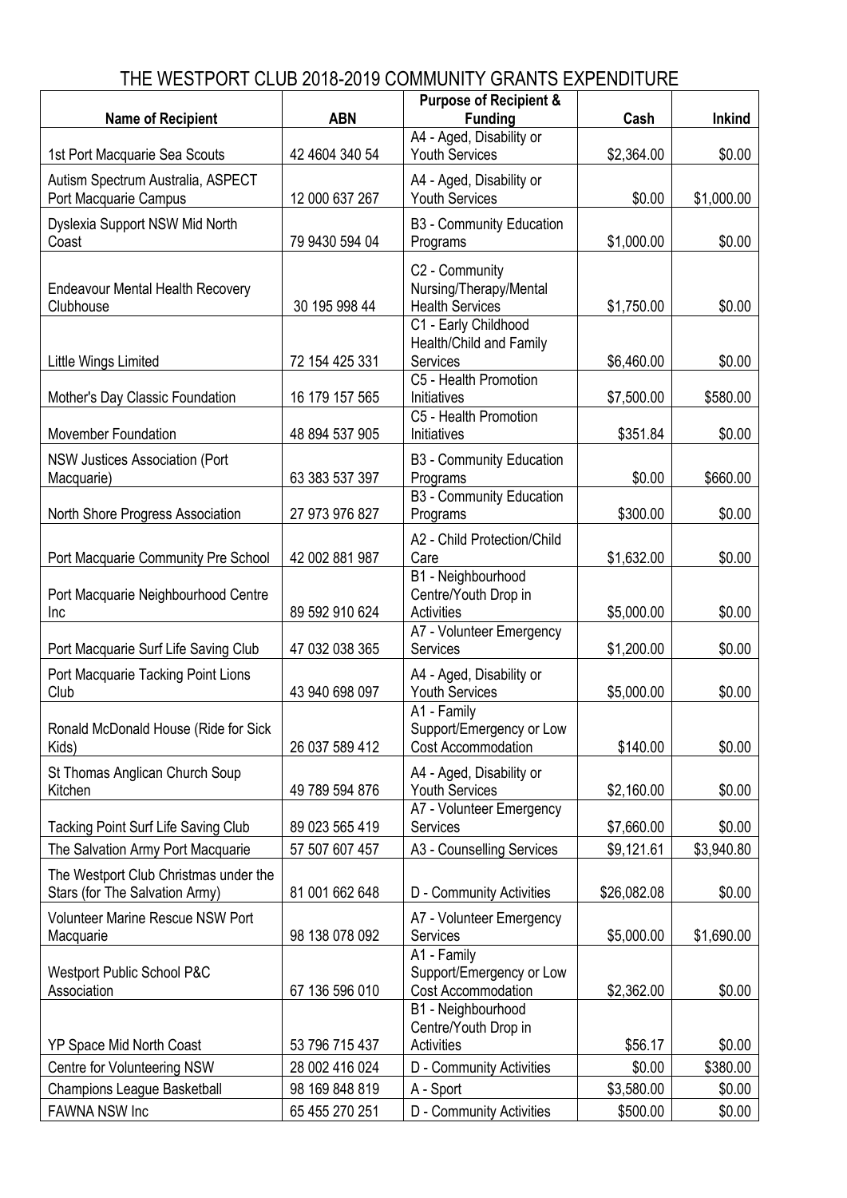# THE WESTPORT CLUB 2018-2019 COMMUNITY GRANTS EXPENDITURE

| Name of Recipient | ABN | Purpose of Recipient & Funding | Cash | Inkind |
|---|---|---|---|---|
| 1st Port Macquarie Sea Scouts | 42 4604 340 54 | A4 - Aged, Disability or Youth Services | $2,364.00 | $0.00 |
| Autism Spectrum Australia, ASPECT Port Macquarie Campus | 12 000 637 267 | A4 - Aged, Disability or Youth Services | $0.00 | $1,000.00 |
| Dyslexia Support NSW Mid North Coast | 79 9430 594 04 | B3 - Community Education Programs | $1,000.00 | $0.00 |
| Endeavour Mental Health Recovery Clubhouse | 30 195 998 44 | C2 - Community Nursing/Therapy/Mental Health Services | $1,750.00 | $0.00 |
| Little Wings Limited | 72 154 425 331 | C1 - Early Childhood Health/Child and Family Services | $6,460.00 | $0.00 |
| Mother's Day Classic Foundation | 16 179 157 565 | C5 - Health Promotion Initiatives | $7,500.00 | $580.00 |
| Movember Foundation | 48 894 537 905 | C5 - Health Promotion Initiatives | $351.84 | $0.00 |
| NSW Justices Association (Port Macquarie) | 63 383 537 397 | B3 - Community Education Programs | $0.00 | $660.00 |
| North Shore Progress Association | 27 973 976 827 | B3 - Community Education Programs | $300.00 | $0.00 |
| Port Macquarie Community Pre School | 42 002 881 987 | A2 - Child Protection/Child Care | $1,632.00 | $0.00 |
| Port Macquarie Neighbourhood Centre Inc | 89 592 910 624 | B1 - Neighbourhood Centre/Youth Drop in Activities | $5,000.00 | $0.00 |
| Port Macquarie Surf Life Saving Club | 47 032 038 365 | A7 - Volunteer Emergency Services | $1,200.00 | $0.00 |
| Port Macquarie Tacking Point Lions Club | 43 940 698 097 | A4 - Aged, Disability or Youth Services | $5,000.00 | $0.00 |
| Ronald McDonald House (Ride for Sick Kids) | 26 037 589 412 | A1 - Family Support/Emergency or Low Cost Accommodation | $140.00 | $0.00 |
| St Thomas Anglican Church Soup Kitchen | 49 789 594 876 | A4 - Aged, Disability or Youth Services | $2,160.00 | $0.00 |
| Tacking Point Surf Life Saving Club | 89 023 565 419 | A7 - Volunteer Emergency Services | $7,660.00 | $0.00 |
| The Salvation Army Port Macquarie | 57 507 607 457 | A3 - Counselling Services | $9,121.61 | $3,940.80 |
| The Westport Club Christmas under the Stars (for The Salvation Army) | 81 001 662 648 | D - Community Activities | $26,082.08 | $0.00 |
| Volunteer Marine Rescue NSW Port Macquarie | 98 138 078 092 | A7 - Volunteer Emergency Services | $5,000.00 | $1,690.00 |
| Westport Public School P&C Association | 67 136 596 010 | A1 - Family Support/Emergency or Low Cost Accommodation | $2,362.00 | $0.00 |
| YP Space Mid North Coast | 53 796 715 437 | B1 - Neighbourhood Centre/Youth Drop in Activities | $56.17 | $0.00 |
| Centre for Volunteering NSW | 28 002 416 024 | D - Community Activities | $0.00 | $380.00 |
| Champions League Basketball | 98 169 848 819 | A - Sport | $3,580.00 | $0.00 |
| FAWNA NSW Inc | 65 455 270 251 | D - Community Activities | $500.00 | $0.00 |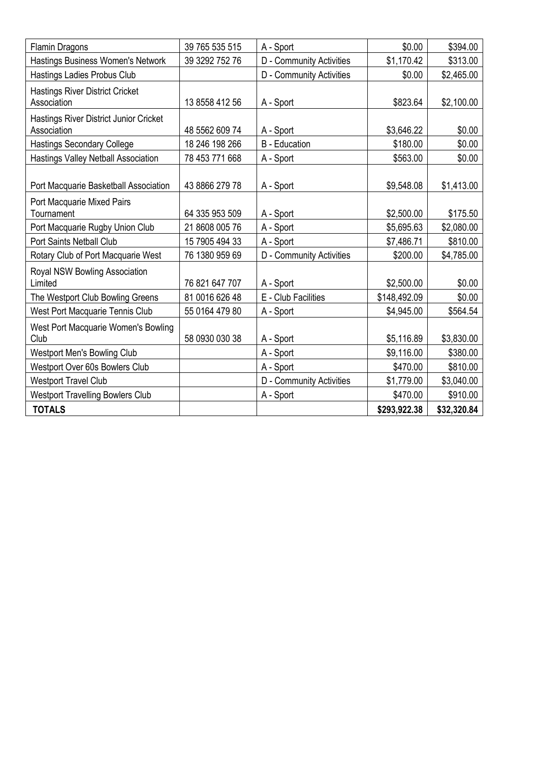| | | | | |
|---|---|---|---|---|
| Flamin Dragons | 39 765 535 515 | A - Sport | $0.00 | $394.00 |
| Hastings Business Women's Network | 39 3292 752 76 | D - Community Activities | $1,170.42 | $313.00 |
| Hastings Ladies Probus Club | | D - Community Activities | $0.00 | $2,465.00 |
| Hastings River District Cricket Association | 13 8558 412 56 | A - Sport | $823.64 | $2,100.00 |
| Hastings River District Junior Cricket Association | 48 5562 609 74 | A - Sport | $3,646.22 | $0.00 |
| Hastings Secondary College | 18 246 198 266 | B - Education | $180.00 | $0.00 |
| Hastings Valley Netball Association | 78 453 771 668 | A - Sport | $563.00 | $0.00 |
| Port Macquarie Basketball Association | 43 8866 279 78 | A - Sport | $9,548.08 | $1,413.00 |
| Port Macquarie Mixed Pairs Tournament | 64 335 953 509 | A - Sport | $2,500.00 | $175.50 |
| Port Macquarie Rugby Union Club | 21 8608 005 76 | A - Sport | $5,695.63 | $2,080.00 |
| Port Saints Netball Club | 15 7905 494 33 | A - Sport | $7,486.71 | $810.00 |
| Rotary Club of Port Macquarie West | 76 1380 959 69 | D - Community Activities | $200.00 | $4,785.00 |
| Royal NSW Bowling Association Limited | 76 821 647 707 | A - Sport | $2,500.00 | $0.00 |
| The Westport Club Bowling Greens | 81 0016 626 48 | E - Club Facilities | $148,492.09 | $0.00 |
| West Port Macquarie Tennis Club | 55 0164 479 80 | A - Sport | $4,945.00 | $564.54 |
| West Port Macquarie Women's Bowling Club | 58 0930 030 38 | A - Sport | $5,116.89 | $3,830.00 |
| Westport Men's Bowling Club | | A - Sport | $9,116.00 | $380.00 |
| Westport Over 60s Bowlers Club | | A - Sport | $470.00 | $810.00 |
| Westport Travel Club | | D - Community Activities | $1,779.00 | $3,040.00 |
| Westport Travelling Bowlers Club | | A - Sport | $470.00 | $910.00 |
| **TOTALS** | | | **$293,922.38** | **$32,320.84** |